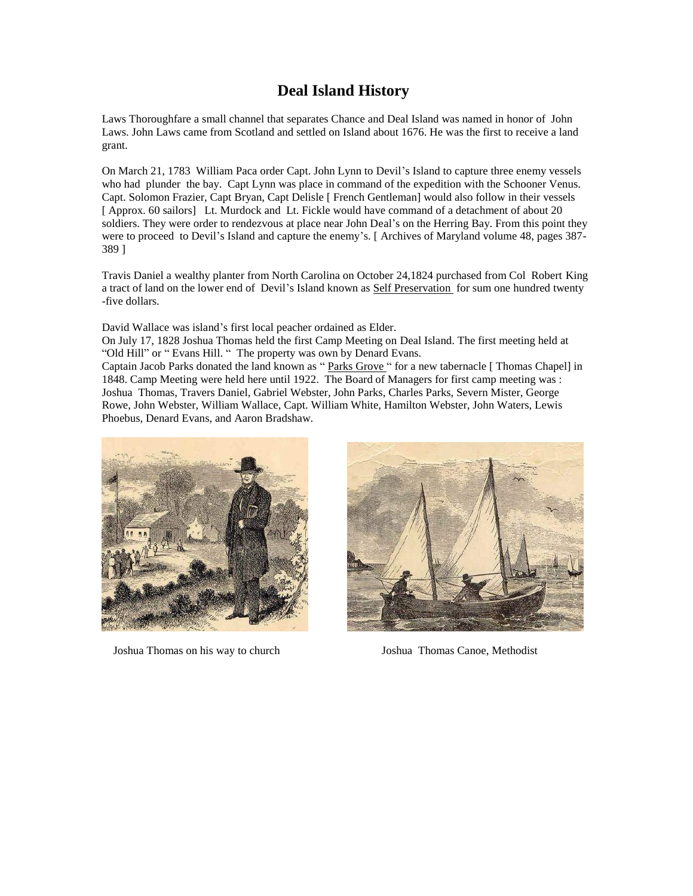# Deal Island History

Laws Thoroughfare a small channel that separates Chance and Deal Island was named in honor of John Laws. John Laws came from Scotland and settled on Island about 1676. He was the first to receive a land grant.

On March 21, 1783 William Paca order Capt. John Lynn to Devil's Island to capture three enemy vessels who had plunder the bay. Capt Lynn was place in command of the expedition with the Schooner Venus. Capt. Solomon Frazier, Capt Bryan, Capt Delisle [ French Gentleman] would also follow in their vessels [ Approx. 60 sailors] Lt. Murdock and Lt. Fickle would have command of a detachment of about 20 soldiers. They were order to rendezvous at place near John Deal's on the Herring Bay. From this point they were to proceed to Devil's Island and capture the enemy's. [ Archives of Maryland volume 48, pages 387-389 ]

Travis Daniel a wealthy planter from North Carolina on October 24,1824 purchased from Col Robert King a tract of land on the lower end of Devil's Island known as <u>Self Preservation</u> for sum one hundred twenty -five dollars.

David Wallace was island's first local peacher ordained as Elder.

On July 17, 1828 Joshua Thomas held the first Camp Meeting on Deal Island. The first meeting held at "Old Hill" or " Evans Hill. " The property was own by Denard Evans.

Captain Jacob Parks donated the land known as " <u>Parks Grove</u> " for a new tabernacle [ Thomas Chapel] in 1848. Camp Meeting were held here until 1922. The Board of Managers for first camp meeting was : Joshua Thomas, Travers Daniel, Gabriel Webster, John Parks, Charles Parks, Severn Mister, George Rowe, John Webster, William Wallace, Capt. William White, Hamilton Webster, John Waters, Lewis Phoebus, Denard Evans, and Aaron Bradshaw.

Joshua Thomas on his way to church

Joshua Thomas Canoe, Methodist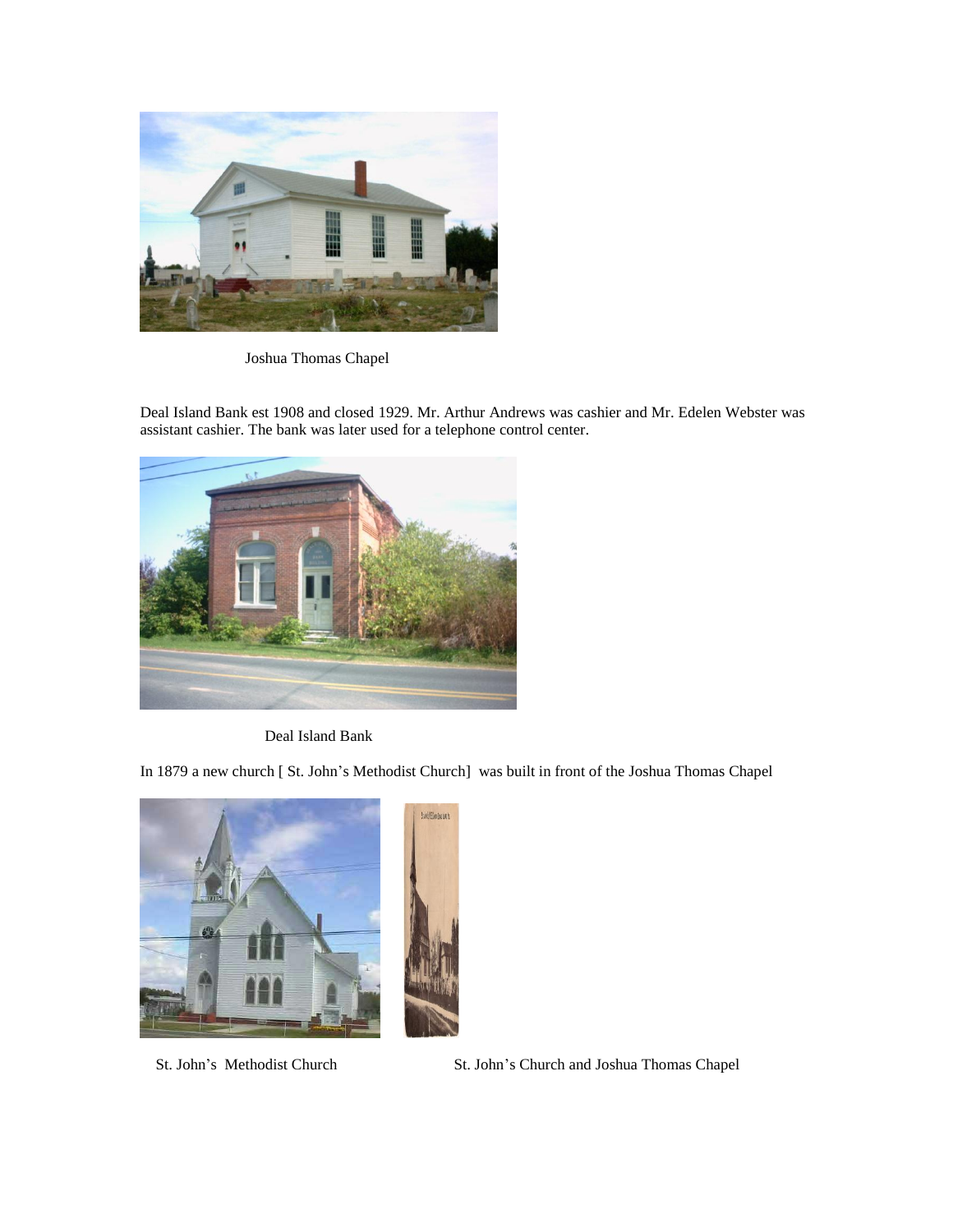Joshua Thomas Chapel

Deal Island Bank est 1908 and closed 1929. Mr. Arthur Andrews was cashier and Mr. Edelen Webster was assistant cashier. The bank was later used for a telephone control center.

Deal Island Bank

In 1879 a new church [ St. John's Methodist Church] was built in front of the Joshua Thomas Chapel

St. John's Methodist Church

St. John's Church and Joshua Thomas Chapel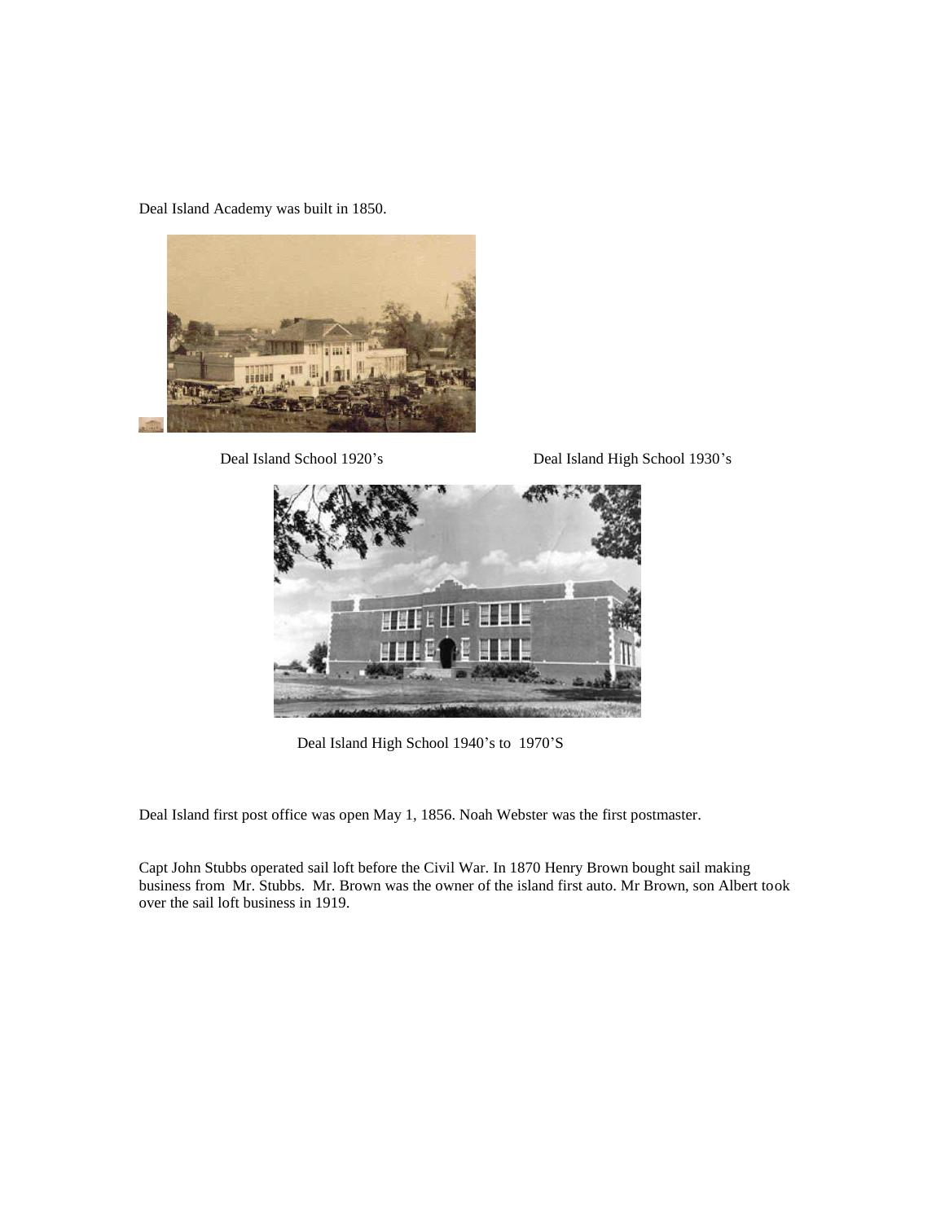Deal Island Academy was built in 1850.

Deal Island School 1920's Deal Island High School 1930's

Deal Island High School 1940's to 1970'S

Deal Island first post office was open May 1, 1856. Noah Webster was the first postmaster.

Capt John Stubbs operated sail loft before the Civil War. In 1870 Henry Brown bought sail making business from Mr. Stubbs. Mr. Brown was the owner of the island first auto. Mr Brown, son Albert took over the sail loft business in 1919.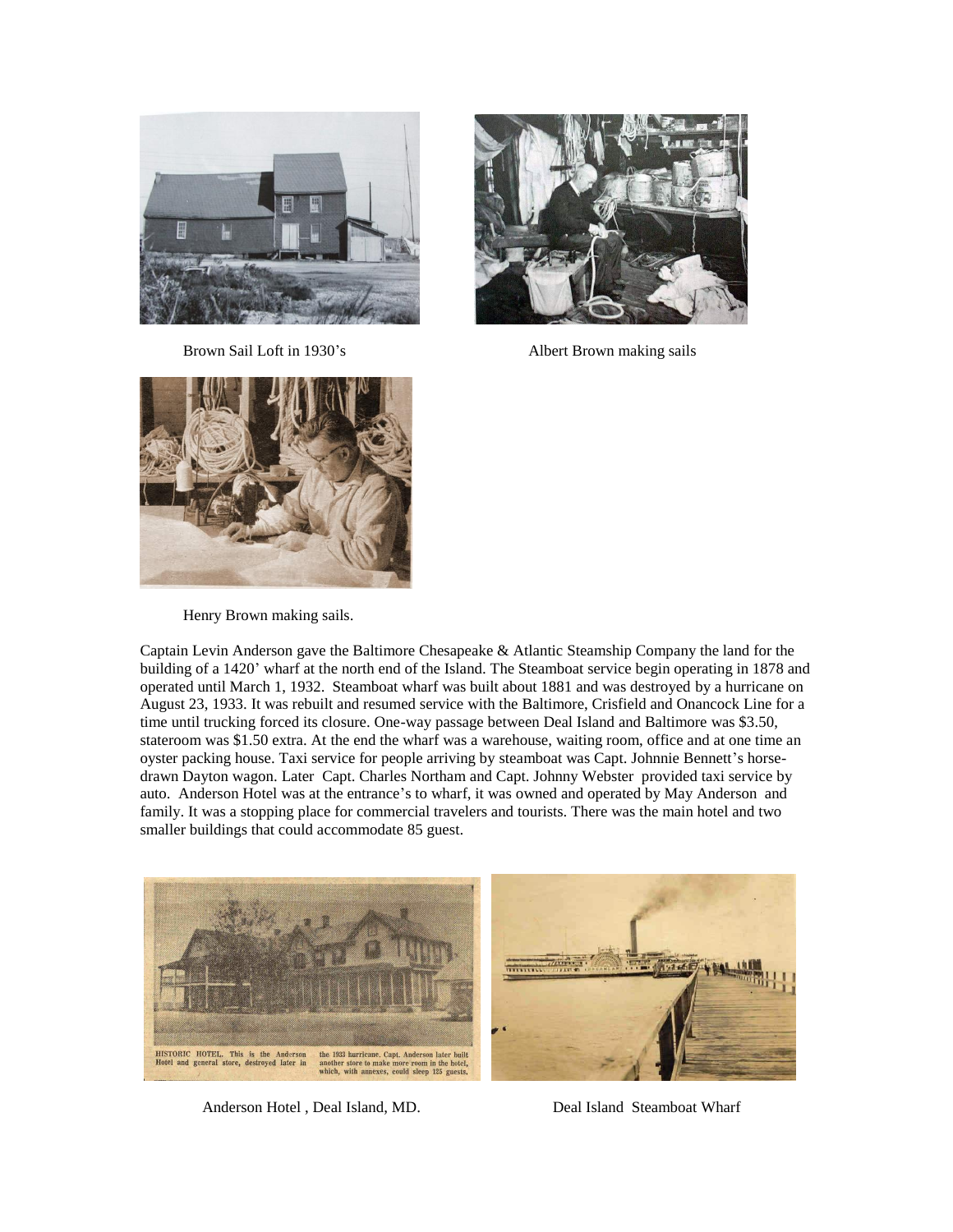Brown Sail Loft in 1930's

Albert Brown making sails

Henry Brown making sails.

Captain Levin Anderson gave the Baltimore Chesapeake & Atlantic Steamship Company the land for the building of a 1420' wharf at the north end of the Island. The Steamboat service begin operating in 1878 and operated until March 1, 1932. Steamboat wharf was built about 1881 and was destroyed by a hurricane on August 23, 1933. It was rebuilt and resumed service with the Baltimore, Crisfield and Onancock Line for a time until trucking forced its closure. One-way passage between Deal Island and Baltimore was $3.50, stateroom was $1.50 extra. At the end the wharf was a warehouse, waiting room, office and at one time an oyster packing house. Taxi service for people arriving by steamboat was Capt. Johnnie Bennett's horse-drawn Dayton wagon. Later Capt. Charles Northam and Capt. Johnny Webster provided taxi service by auto. Anderson Hotel was at the entrance's to wharf, it was owned and operated by May Anderson and family. It was a stopping place for commercial travelers and tourists. There was the main hotel and two smaller buildings that could accommodate 85 guest.

HISTORIC HOTEL. This is the Anderson Hotel and general store, destroyed later in the 1933 hurricane. Capt. Anderson later built another store to make more room in the hotel, which, with annexes, could sleep 125 guests.

Anderson Hotel , Deal Island, MD.

Deal Island Steamboat Wharf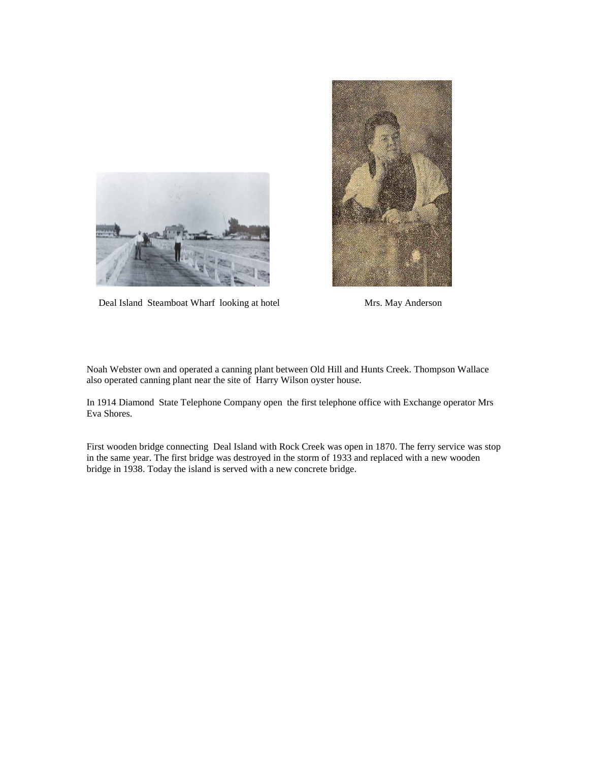Deal Island Steamboat Wharf looking at hotel

Mrs. May Anderson

Noah Webster own and operated a canning plant between Old Hill and Hunts Creek. Thompson Wallace also operated canning plant near the site of Harry Wilson oyster house.

In 1914 Diamond State Telephone Company open the first telephone office with Exchange operator Mrs Eva Shores.

First wooden bridge connecting Deal Island with Rock Creek was open in 1870. The ferry service was stop in the same year. The first bridge was destroyed in the storm of 1933 and replaced with a new wooden bridge in 1938. Today the island is served with a new concrete bridge.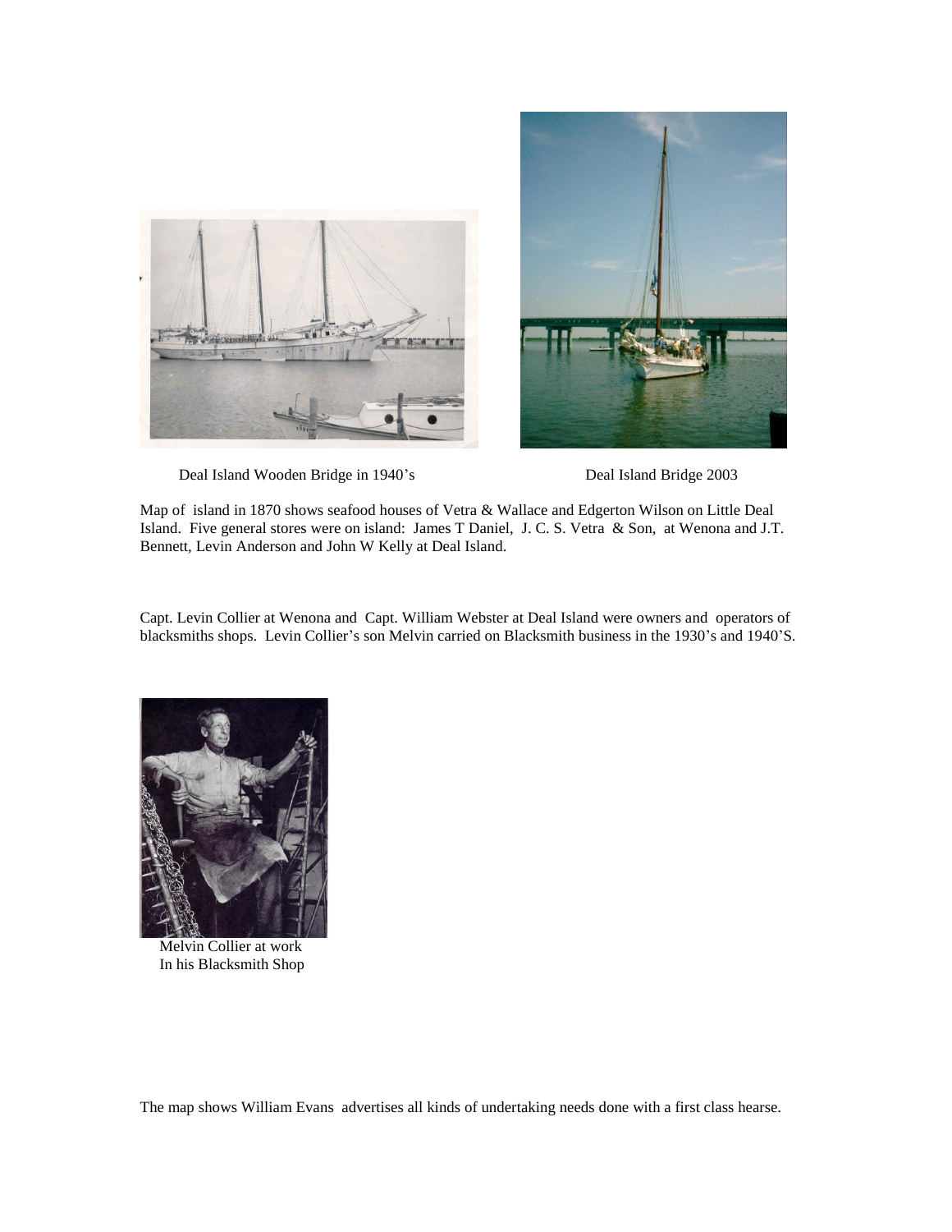Deal Island Wooden Bridge in 1940's

Deal Island Bridge 2003

Map of island in 1870 shows seafood houses of Vetra & Wallace and Edgerton Wilson on Little Deal Island. Five general stores were on island: James T Daniel, J. C. S. Vetra & Son, at Wenona and J.T. Bennett, Levin Anderson and John W Kelly at Deal Island.

Capt. Levin Collier at Wenona and Capt. William Webster at Deal Island were owners and operators of blacksmiths shops. Levin Collier's son Melvin carried on Blacksmith business in the 1930's and 1940'S.

Melvin Collier at work
In his Blacksmith Shop

The map shows William Evans advertises all kinds of undertaking needs done with a first class hearse.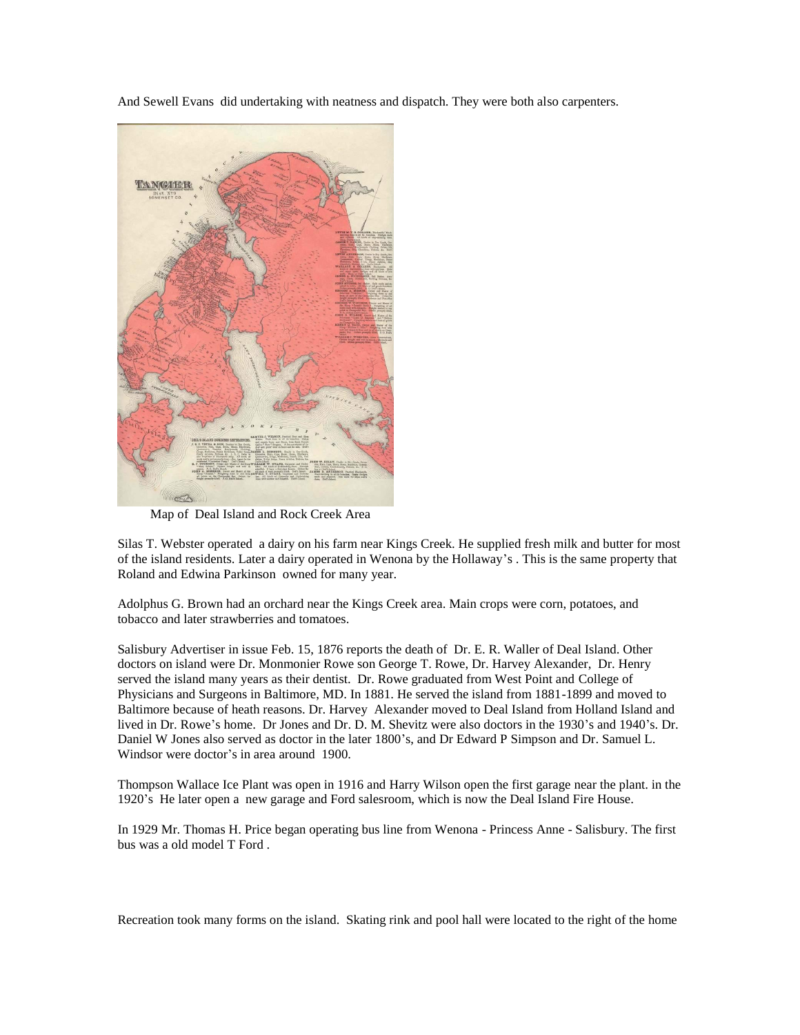And Sewell Evans did undertaking with neatness and dispatch. They were both also carpenters.

Map of Deal Island and Rock Creek Area

Silas T. Webster operated a dairy on his farm near Kings Creek. He supplied fresh milk and butter for most of the island residents. Later a dairy operated in Wenona by the Hollaway's . This is the same property that Roland and Edwina Parkinson owned for many year.

Adolphus G. Brown had an orchard near the Kings Creek area. Main crops were corn, potatoes, and tobacco and later strawberries and tomatoes.

Salisbury Advertiser in issue Feb. 15, 1876 reports the death of Dr. E. R. Waller of Deal Island. Other doctors on island were Dr. Monmonier Rowe son George T. Rowe, Dr. Harvey Alexander, Dr. Henry served the island many years as their dentist. Dr. Rowe graduated from West Point and College of Physicians and Surgeons in Baltimore, MD. In 1881. He served the island from 1881-1899 and moved to Baltimore because of heath reasons. Dr. Harvey Alexander moved to Deal Island from Holland Island and lived in Dr. Rowe's home. Dr Jones and Dr. D. M. Shevitz were also doctors in the 1930's and 1940's. Dr. Daniel W Jones also served as doctor in the later 1800's, and Dr Edward P Simpson and Dr. Samuel L. Windsor were doctor's in area around 1900.

Thompson Wallace Ice Plant was open in 1916 and Harry Wilson open the first garage near the plant. in the 1920's He later open a new garage and Ford salesroom, which is now the Deal Island Fire House.

In 1929 Mr. Thomas H. Price began operating bus line from Wenona - Princess Anne - Salisbury. The first bus was a old model T Ford .

Recreation took many forms on the island. Skating rink and pool hall were located to the right of the home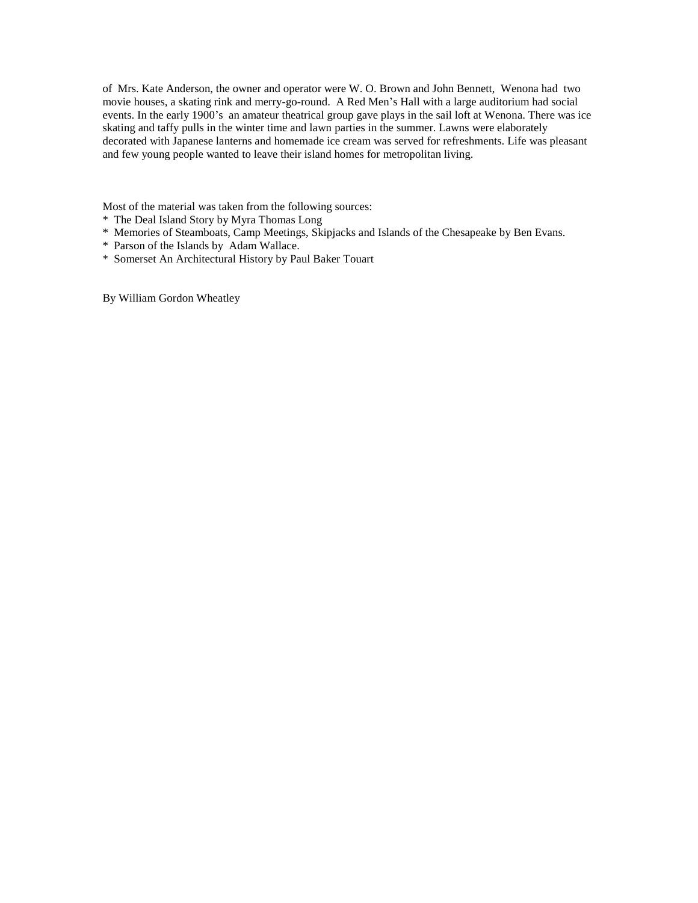of Mrs. Kate Anderson, the owner and operator were W. O. Brown and John Bennett, Wenona had two movie houses, a skating rink and merry-go-round. A Red Men's Hall with a large auditorium had social events. In the early 1900's an amateur theatrical group gave plays in the sail loft at Wenona. There was ice skating and taffy pulls in the winter time and lawn parties in the summer. Lawns were elaborately decorated with Japanese lanterns and homemade ice cream was served for refreshments. Life was pleasant and few young people wanted to leave their island homes for metropolitan living.

Most of the material was taken from the following sources:

* The Deal Island Story by Myra Thomas Long
* Memories of Steamboats, Camp Meetings, Skipjacks and Islands of the Chesapeake by Ben Evans.
* Parson of the Islands by Adam Wallace.
* Somerset An Architectural History by Paul Baker Touart

By William Gordon Wheatley